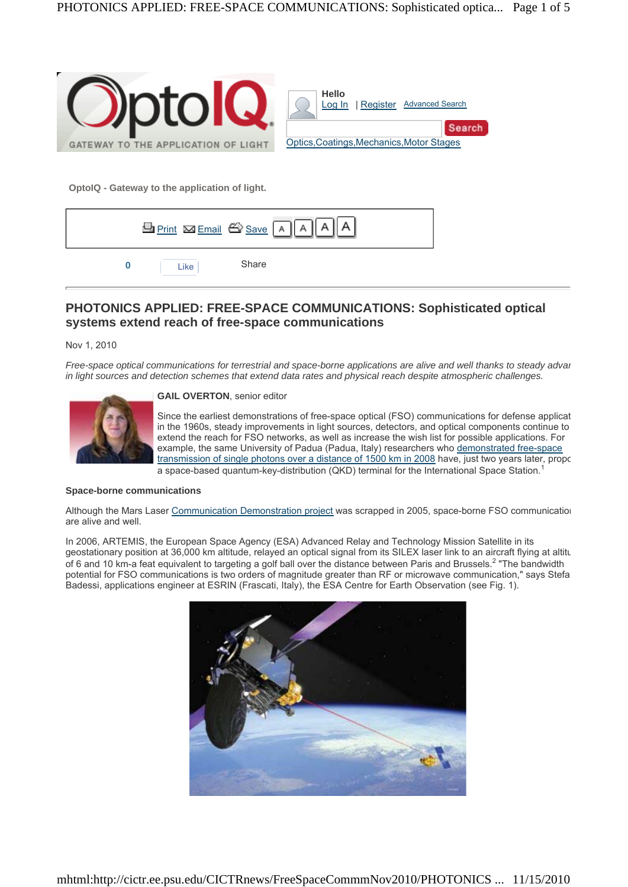OptoIQ - Gateway to the application of light.

# PHOTONICS APPLIED: FREE-SPACE COMMUNICATIONS: Sophisticated optical systems extend reach of free-space communications

Nov 1, 2010

*Free-space optical communications for terrestrial and space-borne applications are alive and well thanks to steady advai in light sources and detection schemes that extend data rates and physical reach despite atmospheric challenges.*

**GAIL OVERTON**, senior editor

Since the earliest demonstrations of free-space optical (FSO) communications for defense applicat in the 1960s, steady improvements in light sources, detectors, and optical components continue to extend the reach for FSO networks, as well as increase the wish list for possible applications. For example, the same University of Padua (Padua, Italy) researchers who demonstrated free-space transmission of single photons over a distance of 1500 km in 2008 have, just two years later, propc a space-based quantum-key-distribution (QKD) terminal for the International Space Station.[1]

### Space-borne communications

Although the Mars Laser Communication Demonstration project was scrapped in 2005, space-borne FSO communicatioı are alive and well.

In 2006, ARTEMIS, the European Space Agency (ESA) Advanced Relay and Technology Mission Satellite in its geostationary position at 36,000 km altitude, relayed an optical signal from its SILEX laser link to an aircraft flying at altitu of 6 and 10 km-a feat equivalent to targeting a golf ball over the distance between Paris and Brussels.[2] "The bandwidth potential for FSO communications is two orders of magnitude greater than RF or microwave communication," says Stefa Badessi, applications engineer at ESRIN (Frascati, Italy), the ESA Centre for Earth Observation (see Fig. 1).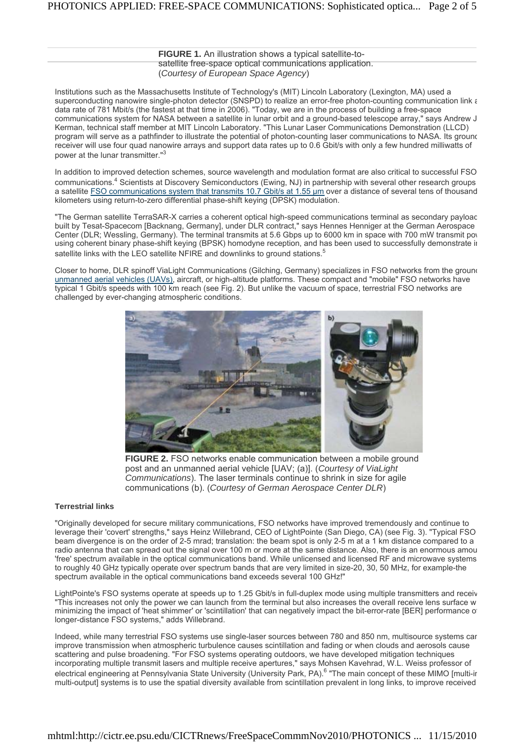**FIGURE 1.** An illustration shows a typical satellite-to-satellite free-space optical communications application. (*Courtesy of European Space Agency*)

Institutions such as the Massachusetts Institute of Technology's (MIT) Lincoln Laboratory (Lexington, MA) used a superconducting nanowire single-photon detector (SNSPD) to realize an error-free photon-counting communication link a data rate of 781 Mbit/s (the fastest at that time in 2006). "Today, we are in the process of building a free-space communications system for NASA between a satellite in lunar orbit and a ground-based telescope array," says Andrew J Kerman, technical staff member at MIT Lincoln Laboratory. "This Lunar Laser Communications Demonstration (LLCD) program will serve as a pathfinder to illustrate the potential of photon-counting laser communications to NASA. Its ground receiver will use four quad nanowire arrays and support data rates up to 0.6 Gbit/s with only a few hundred milliwatts of power at the lunar transmitter."[3]

In addition to improved detection schemes, source wavelength and modulation format are also critical to successful FSO communications.[4] Scientists at Discovery Semiconductors (Ewing, NJ) in partnership with several other research groups a satellite FSO communications system that transmits 10.7 Gbit/s at 1.55 µm over a distance of several tens of thousand kilometers using return-to-zero differential phase-shift keying (DPSK) modulation.

"The German satellite TerraSAR-X carries a coherent optical high-speed communications terminal as secondary payload built by Tesat-Spacecom [Backnang, Germany], under DLR contract," says Hennes Henniger at the German Aerospace Center (DLR; Wessling, Germany). The terminal transmits at 5.6 Gbps up to 6000 km in space with 700 mW transmit pow using coherent binary phase-shift keying (BPSK) homodyne reception, and has been used to successfully demonstrate in satellite links with the LEO satellite NFIRE and downlinks to ground stations.[5]

Closer to home, DLR spinoff ViaLight Communications (Gilching, Germany) specializes in FSO networks from the ground unmanned aerial vehicles (UAVs), aircraft, or high-altitude platforms. These compact and "mobile" FSO networks have typical 1 Gbit/s speeds with 100 km reach (see Fig. 2). But unlike the vacuum of space, terrestrial FSO networks are challenged by ever-changing atmospheric conditions.

**FIGURE 2.** FSO networks enable communication between a mobile ground post and an unmanned aerial vehicle [UAV; (a)]. (*Courtesy of ViaLight Communications*). The laser terminals continue to shrink in size for agile communications (b). (*Courtesy of German Aerospace Center DLR*)

**Terrestrial links**

"Originally developed for secure military communications, FSO networks have improved tremendously and continue to leverage their 'covert' strengths," says Heinz Willebrand, CEO of LightPointe (San Diego, CA) (see Fig. 3). "Typical FSO beam divergence is on the order of 2-5 mrad; translation: the beam spot is only 2-5 m at a 1 km distance compared to a radio antenna that can spread out the signal over 100 m or more at the same distance. Also, there is an enormous amou 'free' spectrum available in the optical communications band. While unlicensed and licensed RF and microwave systems to roughly 40 GHz typically operate over spectrum bands that are very limited in size-20, 30, 50 MHz, for example-the spectrum available in the optical communications band exceeds several 100 GHz!"

LightPointe's FSO systems operate at speeds up to 1.25 Gbit/s in full-duplex mode using multiple transmitters and receiv "This increases not only the power we can launch from the terminal but also increases the overall receive lens surface w minimizing the impact of 'heat shimmer' or 'scintillation' that can negatively impact the bit-error-rate [BER] performance o longer-distance FSO systems," adds Willebrand.

Indeed, while many terrestrial FSO systems use single-laser sources between 780 and 850 nm, multisource systems car improve transmission when atmospheric turbulence causes scintillation and fading or when clouds and aerosols cause scattering and pulse broadening. "For FSO systems operating outdoors, we have developed mitigation techniques incorporating multiple transmit lasers and multiple receive apertures," says Mohsen Kavehrad, W.L. Weiss professor of electrical engineering at Pennsylvania State University (University Park, PA).[6] "The main concept of these MIMO [multi-ir multi-output] systems is to use the spatial diversity available from scintillation prevalent in long links, to improve received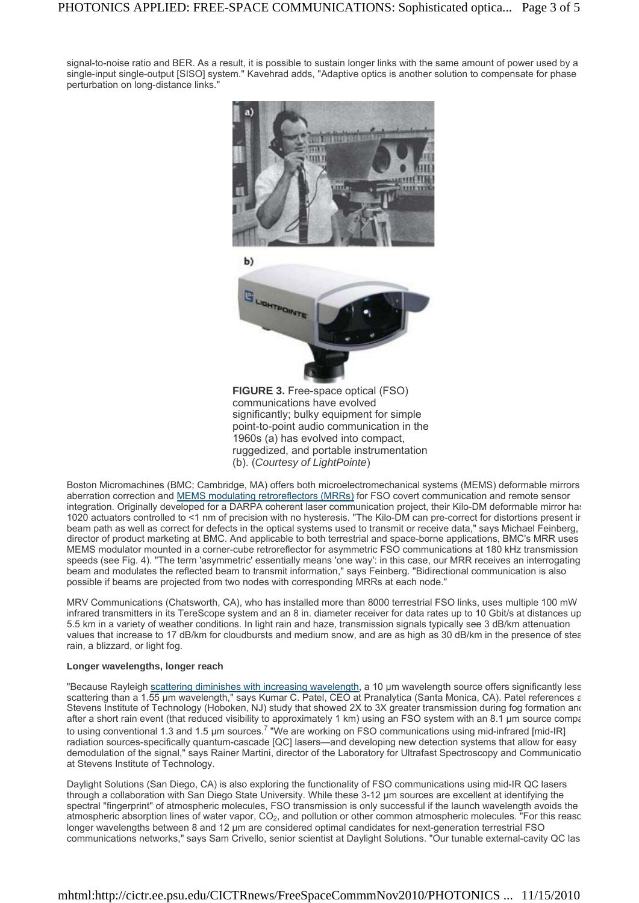signal-to-noise ratio and BER. As a result, it is possible to sustain longer links with the same amount of power used by a single-input single-output [SISO] system." Kavehrad adds, "Adaptive optics is another solution to compensate for phase perturbation on long-distance links."

**FIGURE 3.** Free-space optical (FSO) communications have evolved significantly; bulky equipment for simple point-to-point audio communication in the 1960s (a) has evolved into compact, ruggedized, and portable instrumentation (b). (*Courtesy of LightPointe*)

Boston Micromachines (BMC; Cambridge, MA) offers both microelectromechanical systems (MEMS) deformable mirrors aberration correction and MEMS modulating retroreflectors (MRRs) for FSO covert communication and remote sensor integration. Originally developed for a DARPA coherent laser communication project, their Kilo-DM deformable mirror has 1020 actuators controlled to <1 nm of precision with no hysteresis. "The Kilo-DM can pre-correct for distortions present in beam path as well as correct for defects in the optical systems used to transmit or receive data," says Michael Feinberg, director of product marketing at BMC. And applicable to both terrestrial and space-borne applications, BMC's MRR uses MEMS modulator mounted in a corner-cube retroreflector for asymmetric FSO communications at 180 kHz transmission speeds (see Fig. 4). "The term 'asymmetric' essentially means 'one way': in this case, our MRR receives an interrogating beam and modulates the reflected beam to transmit information," says Feinberg. "Bidirectional communication is also possible if beams are projected from two nodes with corresponding MRRs at each node."

MRV Communications (Chatsworth, CA), who has installed more than 8000 terrestrial FSO links, uses multiple 100 mW infrared transmitters in its TereScope system and an 8 in. diameter receiver for data rates up to 10 Gbit/s at distances up 5.5 km in a variety of weather conditions. In light rain and haze, transmission signals typically see 3 dB/km attenuation values that increase to 17 dB/km for cloudbursts and medium snow, and are as high as 30 dB/km in the presence of stea rain, a blizzard, or light fog.

**Longer wavelengths, longer reach**

"Because Rayleigh scattering diminishes with increasing wavelength, a 10 μm wavelength source offers significantly less scattering than a 1.55 μm wavelength," says Kumar C. Patel, CEO at Pranalytica (Santa Monica, CA). Patel references a Stevens Institute of Technology (Hoboken, NJ) study that showed 2X to 3X greater transmission during fog formation and after a short rain event (that reduced visibility to approximately 1 km) using an FSO system with an 8.1 μm source compa to using conventional 1.3 and 1.5 μm sources.[7] "We are working on FSO communications using mid-infrared [mid-IR] radiation sources-specifically quantum-cascade [QC] lasers—and developing new detection systems that allow for easy demodulation of the signal," says Rainer Martini, director of the Laboratory for Ultrafast Spectroscopy and Communicatio at Stevens Institute of Technology.

Daylight Solutions (San Diego, CA) is also exploring the functionality of FSO communications using mid-IR QC lasers through a collaboration with San Diego State University. While these 3-12 μm sources are excellent at identifying the spectral "fingerprint" of atmospheric molecules, FSO transmission is only successful if the launch wavelength avoids the atmospheric absorption lines of water vapor, $CO_2$, and pollution or other common atmospheric molecules. "For this reaso longer wavelengths between 8 and 12 μm are considered optimal candidates for next-generation terrestrial FSO communications networks," says Sam Crivello, senior scientist at Daylight Solutions. "Our tunable external-cavity QC las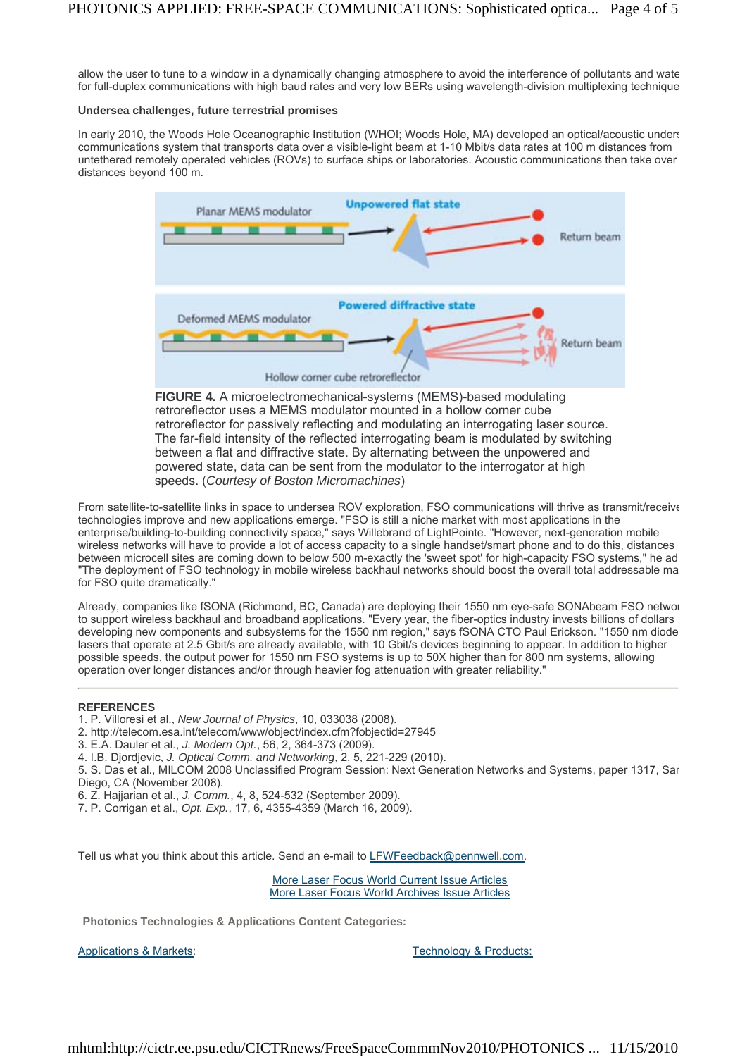allow the user to tune to a window in a dynamically changing atmosphere to avoid the interference of pollutants and wate for full-duplex communications with high baud rates and very low BERs using wavelength-division multiplexing technique

**Undersea challenges, future terrestrial promises**

In early 2010, the Woods Hole Oceanographic Institution (WHOI; Woods Hole, MA) developed an optical/acoustic unders communications system that transports data over a visible-light beam at 1-10 Mbit/s data rates at 100 m distances from untethered remotely operated vehicles (ROVs) to surface ships or laboratories. Acoustic communications then take over distances beyond 100 m.

Planar MEMS modulator

Unpowered flat state

Return beam

Deformed MEMS modulator

Powered diffractive state

Return beam

Hollow corner cube retroreflector

**FIGURE 4.** A microelectromechanical-systems (MEMS)-based modulating retroreflector uses a MEMS modulator mounted in a hollow corner cube retroreflector for passively reflecting and modulating an interrogating laser source. The far-field intensity of the reflected interrogating beam is modulated by switching between a flat and diffractive state. By alternating between the unpowered and powered state, data can be sent from the modulator to the interrogator at high speeds. (*Courtesy of Boston Micromachines*)

From satellite-to-satellite links in space to undersea ROV exploration, FSO communications will thrive as transmit/receive technologies improve and new applications emerge. "FSO is still a niche market with most applications in the enterprise/building-to-building connectivity space," says Willebrand of LightPointe. "However, next-generation mobile wireless networks will have to provide a lot of access capacity to a single handset/smart phone and to do this, distances between microcell sites are coming down to below 500 m-exactly the 'sweet spot' for high-capacity FSO systems," he ad "The deployment of FSO technology in mobile wireless backhaul networks should boost the overall total addressable ma for FSO quite dramatically."

Already, companies like fSONA (Richmond, BC, Canada) are deploying their 1550 nm eye-safe SONAbeam FSO netwo to support wireless backhaul and broadband applications. "Every year, the fiber-optics industry invests billions of dollars developing new components and subsystems for the 1550 nm region," says fSONA CTO Paul Erickson. "1550 nm diode lasers that operate at 2.5 Gbit/s are already available, with 10 Gbit/s devices beginning to appear. In addition to higher possible speeds, the output power for 1550 nm FSO systems is up to 50X higher than for 800 nm systems, allowing operation over longer distances and/or through heavier fog attenuation with greater reliability."

---

**REFERENCES**

1. P. Villoresi et al., *New Journal of Physics*, 10, 033038 (2008).
2. http://telecom.esa.int/telecom/www/object/index.cfm?fobjectid=27945
3. E.A. Dauler et al., *J. Modern Opt.*, 56, 2, 364-373 (2009).
4. I.B. Djordjevic, *J. Optical Comm. and Networking*, 2, 5, 221-229 (2010).
5. S. Das et al., MILCOM 2008 Unclassified Program Session: Next Generation Networks and Systems, paper 1317, Sar Diego, CA (November 2008).
6. Z. Hajjarian et al., *J. Comm.*, 4, 8, 524-532 (September 2009).
7. P. Corrigan et al., *Opt. Exp.*, 17, 6, 4355-4359 (March 16, 2009).

Tell us what you think about this article. Send an e-mail to LFWFeedback@pennwell.com.

More Laser Focus World Current Issue Articles
More Laser Focus World Archives Issue Articles

**Photonics Technologies & Applications Content Categories:**

Applications & Markets:

Technology & Products: